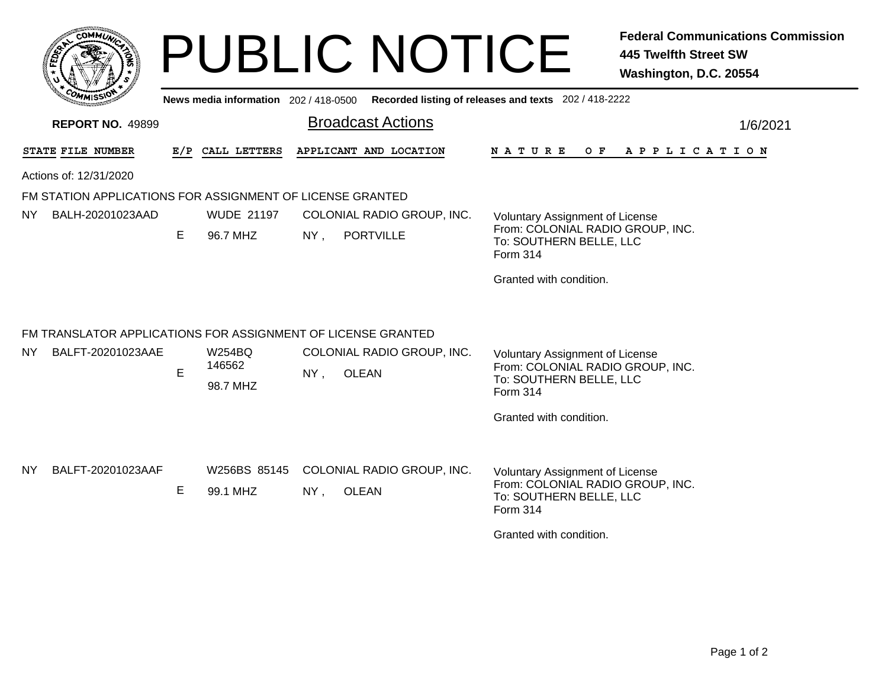# PUBLIC NOTICE

**Federal Communications Commission**
**445 Twelfth Street SW**
**Washington, D.C. 20554**

**News media information** 202 / 418-0500 **Recorded listing of releases and texts** 202 / 418-2222

**REPORT NO.** 49899

## Broadcast Actions

1/6/2021

| STATE | FILE NUMBER | E/P | CALL LETTERS | APPLICANT AND LOCATION | NATURE OF APPLICATION |
|---|---|---|---|---|---|

Actions of: 12/31/2020

### FM STATION APPLICATIONS FOR ASSIGNMENT OF LICENSE GRANTED

| STATE | FILE NUMBER | E/P | CALL LETTERS | APPLICANT AND LOCATION | NATURE OF APPLICATION |
|---|---|---|---|---|---|
| NY | BALH-20201023AAD | E | WUDE 21197<br>96.7 MHZ | COLONIAL RADIO GROUP, INC.<br>NY , PORTVILLE | Voluntary Assignment of License<br>From: COLONIAL RADIO GROUP, INC.<br>To: SOUTHERN BELLE, LLC<br>Form 314<br><br>Granted with condition. |

### FM TRANSLATOR APPLICATIONS FOR ASSIGNMENT OF LICENSE GRANTED

| STATE | FILE NUMBER | E/P | CALL LETTERS | APPLICANT AND LOCATION | NATURE OF APPLICATION |
|---|---|---|---|---|---|
| NY | BALFT-20201023AAE | E | W254BQ 146562<br>98.7 MHZ | COLONIAL RADIO GROUP, INC.<br>NY , OLEAN | Voluntary Assignment of License<br>From: COLONIAL RADIO GROUP, INC.<br>To: SOUTHERN BELLE, LLC<br>Form 314<br><br>Granted with condition. |
| NY | BALFT-20201023AAF | E | W256BS 85145<br>99.1 MHZ | COLONIAL RADIO GROUP, INC.<br>NY , OLEAN | Voluntary Assignment of License<br>From: COLONIAL RADIO GROUP, INC.<br>To: SOUTHERN BELLE, LLC<br>Form 314<br><br>Granted with condition. |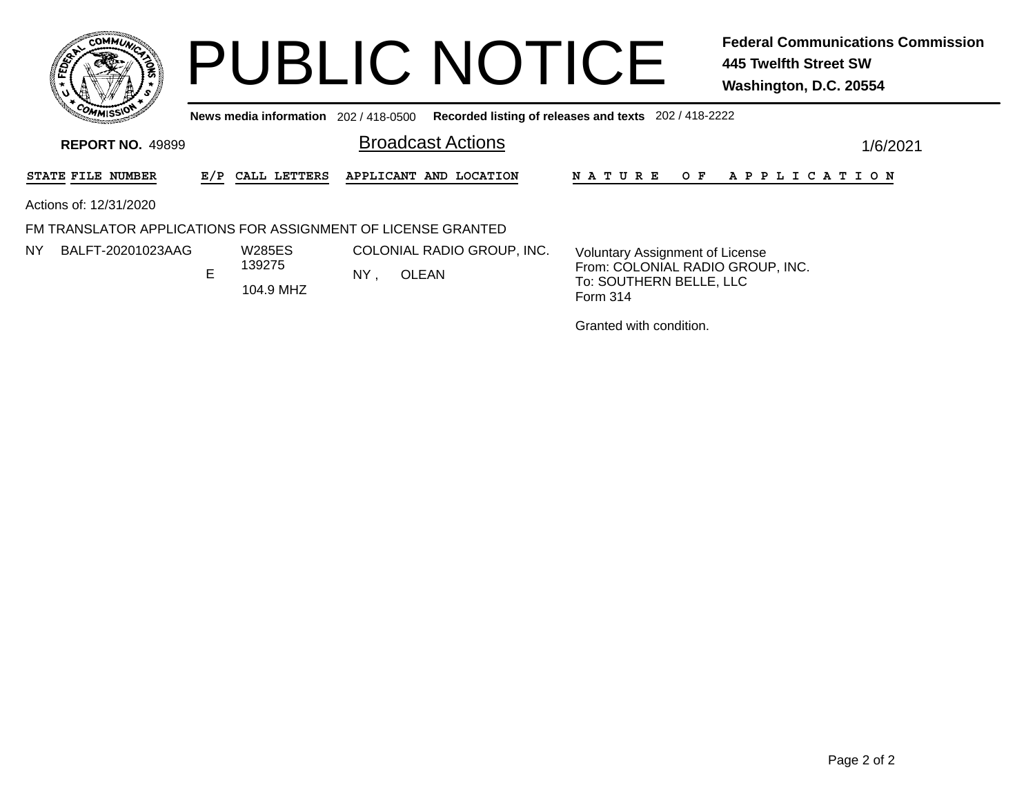# PUBLIC NOTICE

**Federal Communications Commission**
**445 Twelfth Street SW**
**Washington, D.C. 20554**

**News media information** 202 / 418-0500 **Recorded listing of releases and texts** 202 / 418-2222

**REPORT NO.** 49899

## Broadcast Actions

1/6/2021

| STATE | FILE NUMBER | E/P | CALL LETTERS | APPLICANT AND LOCATION | NATURE OF APPLICATION |
|---|---|---|---|---|---|

Actions of: 12/31/2020

FM TRANSLATOR APPLICATIONS FOR ASSIGNMENT OF LICENSE GRANTED

| STATE | FILE NUMBER | E/P | CALL LETTERS | APPLICANT AND LOCATION | NATURE OF APPLICATION |
|---|---|---|---|---|---|
| NY | BALFT-20201023AAG | E | W285ES<br>139275<br>104.9 MHZ | COLONIAL RADIO GROUP, INC.<br>NY , OLEAN | Voluntary Assignment of License<br>From: COLONIAL RADIO GROUP, INC.<br>To: SOUTHERN BELLE, LLC<br>Form 314<br><br>Granted with condition. |